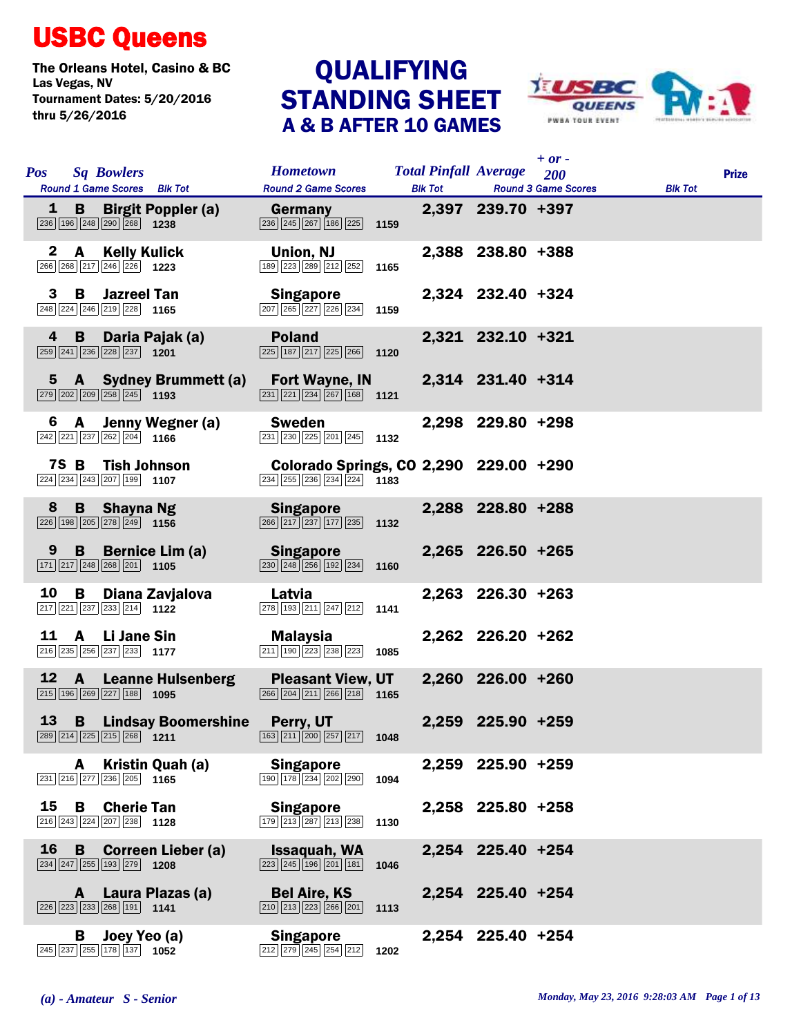# USBC Queens

The Orleans Hotel, Casino & BC
Las Vegas, NV
Tournament Dates: 5/20/2016
thru 5/26/2016

## QUALIFYING STANDING SHEET
### A & B AFTER 10 GAMES

| Pos | Sq | Bowlers | Round 1 Game Scores | Blk Tot | Hometown | Round 2 Game Scores | Blk Tot | Total Pinfall | Average | + or - 200 | Round 3 Game Scores | Blk Tot | Prize |
|---|---|---|---|---|---|---|---|---|---|---|---|---|---|
| 1 | B | Birgit Poppler (a) | 236 196 248 290 268 | 1238 | Germany | 236 245 267 186 225 | 1159 | 2,397 | 239.70 | +397 | | | |
| 2 | A | Kelly Kulick | 266 268 217 246 226 | 1223 | Union, NJ | 189 223 289 212 252 | 1165 | 2,388 | 238.80 | +388 | | | |
| 3 | B | Jazreel Tan | 248 224 246 219 228 | 1165 | Singapore | 207 265 227 226 234 | 1159 | 2,324 | 232.40 | +324 | | | |
| 4 | B | Daria Pajak (a) | 259 241 236 228 237 | 1201 | Poland | 225 187 217 225 266 | 1120 | 2,321 | 232.10 | +321 | | | |
| 5 | A | Sydney Brummett (a) | 279 202 209 258 245 | 1193 | Fort Wayne, IN | 231 221 234 267 168 | 1121 | 2,314 | 231.40 | +314 | | | |
| 6 | A | Jenny Wegner (a) | 242 221 237 262 204 | 1166 | Sweden | 231 230 225 201 245 | 1132 | 2,298 | 229.80 | +298 | | | |
| 7S | B | Tish Johnson | 224 234 243 207 199 | 1107 | Colorado Springs, CO | 234 255 236 234 224 | 1183 | 2,290 | 229.00 | +290 | | | |
| 8 | B | Shayna Ng | 226 198 205 278 249 | 1156 | Singapore | 266 217 237 177 235 | 1132 | 2,288 | 228.80 | +288 | | | |
| 9 | B | Bernice Lim (a) | 171 217 248 268 201 | 1105 | Singapore | 230 248 256 192 234 | 1160 | 2,265 | 226.50 | +265 | | | |
| 10 | B | Diana Zavjalova | 217 221 237 233 214 | 1122 | Latvia | 278 193 211 247 212 | 1141 | 2,263 | 226.30 | +263 | | | |
| 11 | A | Li Jane Sin | 216 235 256 237 233 | 1177 | Malaysia | 211 190 223 238 223 | 1085 | 2,262 | 226.20 | +262 | | | |
| 12 | A | Leanne Hulsenberg | 215 196 269 227 188 | 1095 | Pleasant View, UT | 266 204 211 266 218 | 1165 | 2,260 | 226.00 | +260 | | | |
| 13 | B | Lindsay Boomershine | 289 214 225 215 268 | 1211 | Perry, UT | 163 211 200 257 217 | 1048 | 2,259 | 225.90 | +259 | | | |
| | A | Kristin Quah (a) | 231 216 277 236 205 | 1165 | Singapore | 190 178 234 202 290 | 1094 | 2,259 | 225.90 | +259 | | | |
| 15 | B | Cherie Tan | 216 243 224 207 238 | 1128 | Singapore | 179 213 287 213 238 | 1130 | 2,258 | 225.80 | +258 | | | |
| 16 | B | Correen Lieber (a) | 234 247 255 193 279 | 1208 | Issaquah, WA | 223 245 196 201 181 | 1046 | 2,254 | 225.40 | +254 | | | |
| | A | Laura Plazas (a) | 226 223 233 268 191 | 1141 | Bel Aire, KS | 210 213 223 266 201 | 1113 | 2,254 | 225.40 | +254 | | | |
| | B | Joey Yeo (a) | 245 237 255 178 137 | 1052 | Singapore | 212 279 245 254 212 | 1202 | 2,254 | 225.40 | +254 | | | |

*(a) - Amateur S - Senior*

*Monday, May 23, 2016 9:28:03 AM*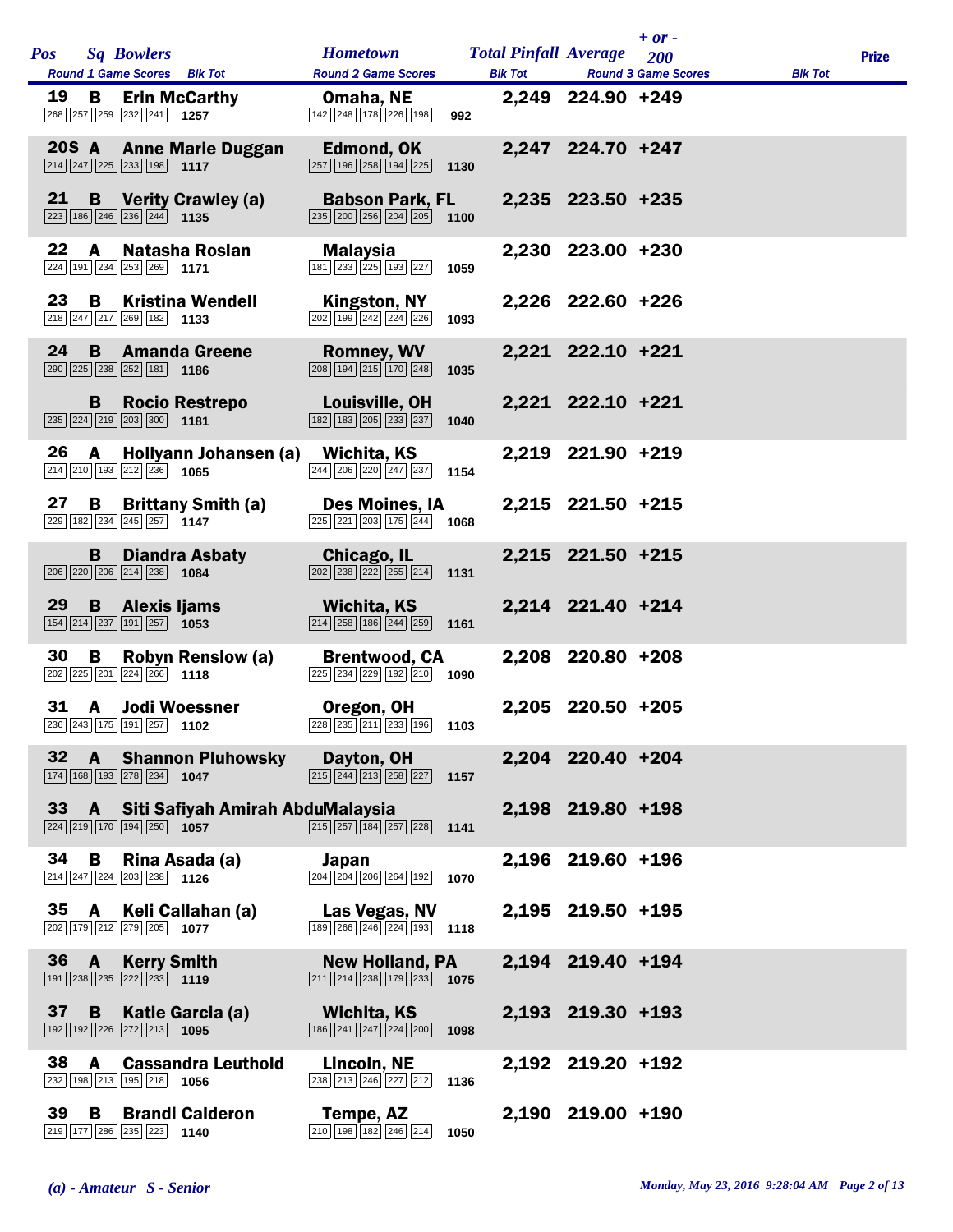| Pos | Sq | Bowlers | Hometown | Total Pinfall | Average | + or - 200 | Prize |
|---|---|---|---|---|---|---|---|
| | | Round 1 Game Scores / Blk Tot | Round 2 Game Scores / Blk Tot | | Round 3 Game Scores / Blk Tot | | |
| 19 | B | Erin McCarthy | Omaha, NE | 2,249 | 224.90 | +249 | |
| | | 268 257 259 232 241 / 1257 | 142 248 178 226 198 / 992 | | | | |
| 20S | A | Anne Marie Duggan | Edmond, OK | 2,247 | 224.70 | +247 | |
| | | 214 247 225 233 198 / 1117 | 257 196 258 194 225 / 1130 | | | | |
| 21 | B | Verity Crawley (a) | Babson Park, FL | 2,235 | 223.50 | +235 | |
| | | 223 186 246 236 244 / 1135 | 235 200 256 204 205 / 1100 | | | | |
| 22 | A | Natasha Roslan | Malaysia | 2,230 | 223.00 | +230 | |
| | | 224 191 234 253 269 / 1171 | 181 233 225 193 227 / 1059 | | | | |
| 23 | B | Kristina Wendell | Kingston, NY | 2,226 | 222.60 | +226 | |
| | | 218 247 217 269 182 / 1133 | 202 199 242 224 226 / 1093 | | | | |
| 24 | B | Amanda Greene | Romney, WV | 2,221 | 222.10 | +221 | |
| | | 290 225 238 252 181 / 1186 | 208 194 215 170 248 / 1035 | | | | |
| | B | Rocio Restrepo | Louisville, OH | 2,221 | 222.10 | +221 | |
| | | 235 224 219 203 300 / 1181 | 182 183 205 233 237 / 1040 | | | | |
| 26 | A | Hollyann Johansen (a) | Wichita, KS | 2,219 | 221.90 | +219 | |
| | | 214 210 193 212 236 / 1065 | 244 206 220 247 237 / 1154 | | | | |
| 27 | B | Brittany Smith (a) | Des Moines, IA | 2,215 | 221.50 | +215 | |
| | | 229 182 234 245 257 / 1147 | 225 221 203 175 244 / 1068 | | | | |
| | B | Diandra Asbaty | Chicago, IL | 2,215 | 221.50 | +215 | |
| | | 206 220 206 214 238 / 1084 | 202 238 222 255 214 / 1131 | | | | |
| 29 | B | Alexis Ijams | Wichita, KS | 2,214 | 221.40 | +214 | |
| | | 154 214 237 191 257 / 1053 | 214 258 186 244 259 / 1161 | | | | |
| 30 | B | Robyn Renslow (a) | Brentwood, CA | 2,208 | 220.80 | +208 | |
| | | 202 225 201 224 266 / 1118 | 225 234 229 192 210 / 1090 | | | | |
| 31 | A | Jodi Woessner | Oregon, OH | 2,205 | 220.50 | +205 | |
| | | 236 243 175 191 257 / 1102 | 228 235 211 233 196 / 1103 | | | | |
| 32 | A | Shannon Pluhowsky | Dayton, OH | 2,204 | 220.40 | +204 | |
| | | 174 168 193 278 234 / 1047 | 215 244 213 258 227 / 1157 | | | | |
| 33 | A | Siti Safiyah Amirah Abdu | Malaysia | 2,198 | 219.80 | +198 | |
| | | 224 219 170 194 250 / 1057 | 215 257 184 257 228 / 1141 | | | | |
| 34 | B | Rina Asada (a) | Japan | 2,196 | 219.60 | +196 | |
| | | 214 247 224 203 238 / 1126 | 204 204 206 264 192 / 1070 | | | | |
| 35 | A | Keli Callahan (a) | Las Vegas, NV | 2,195 | 219.50 | +195 | |
| | | 202 179 212 279 205 / 1077 | 189 266 246 224 193 / 1118 | | | | |
| 36 | A | Kerry Smith | New Holland, PA | 2,194 | 219.40 | +194 | |
| | | 191 238 235 222 233 / 1119 | 211 214 238 179 233 / 1075 | | | | |
| 37 | B | Katie Garcia (a) | Wichita, KS | 2,193 | 219.30 | +193 | |
| | | 192 192 226 272 213 / 1095 | 186 241 247 224 200 / 1098 | | | | |
| 38 | A | Cassandra Leuthold | Lincoln, NE | 2,192 | 219.20 | +192 | |
| | | 232 198 213 195 218 / 1056 | 238 213 246 227 212 / 1136 | | | | |
| 39 | B | Brandi Calderon | Tempe, AZ | 2,190 | 219.00 | +190 | |
| | | 219 177 286 235 223 / 1140 | 210 198 182 246 214 / 1050 | | | | |

*(a) - Amateur S - Senior*

*Monday, May 23, 2016 9:28:04 AM*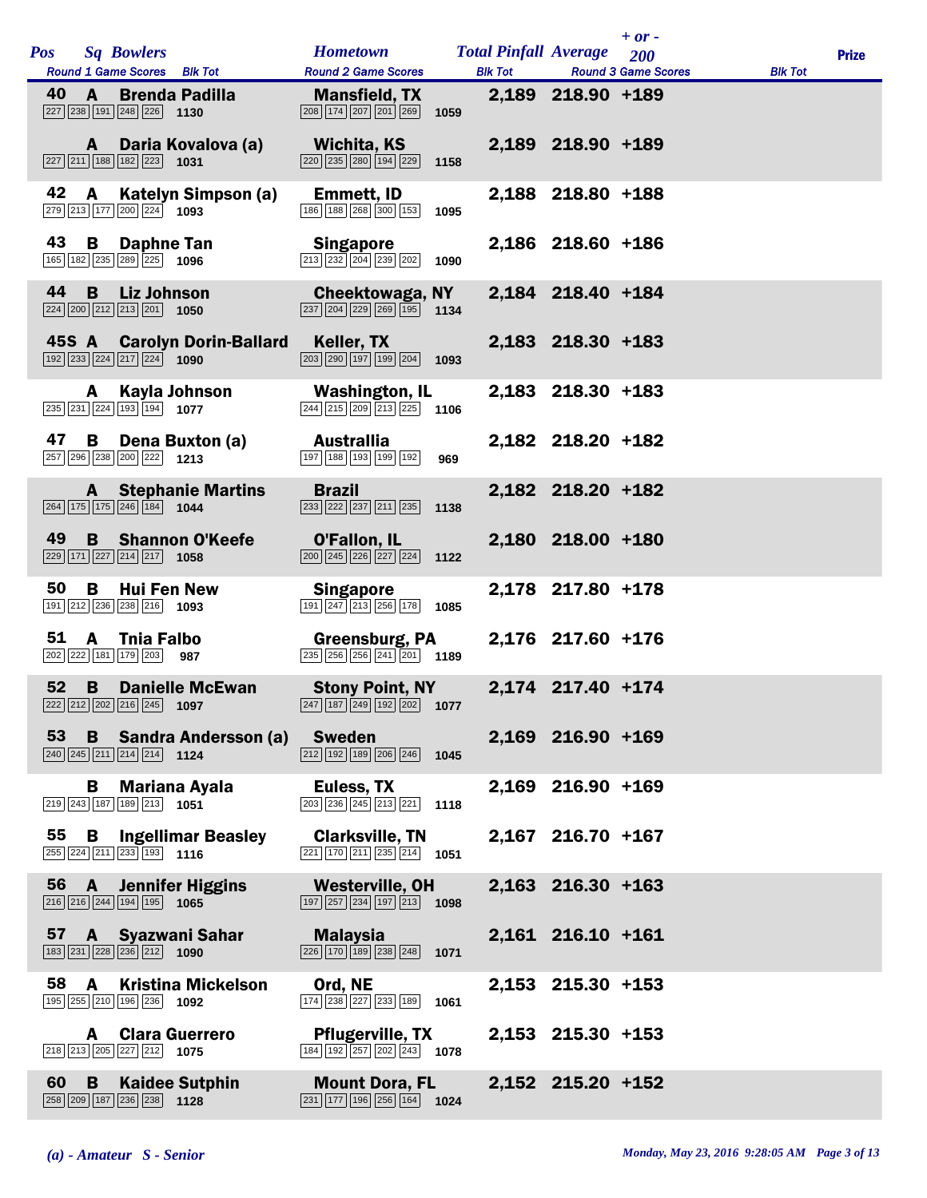| Pos | Sq | Bowlers | Hometown | Total Pinfall | Average | + or - 200 | Prize |
|---|---|---|---|---|---|---|---|
| | | Round 1 Game Scores / Blk Tot | Round 2 Game Scores / Blk Tot | | Round 3 Game Scores | Blk Tot | |
| 40 | A | Brenda Padilla | Mansfield, TX | 2,189 | 218.90 | +189 | |
| | | 227 238 191 248 226 **1130** | 208 174 207 201 269 **1059** | | | | |
| | A | Daria Kovalova (a) | Wichita, KS | 2,189 | 218.90 | +189 | |
| | | 227 211 188 182 223 **1031** | 220 235 280 194 229 **1158** | | | | |
| 42 | A | Katelyn Simpson (a) | Emmett, ID | 2,188 | 218.80 | +188 | |
| | | 279 213 177 200 224 **1093** | 186 188 268 300 153 **1095** | | | | |
| 43 | B | Daphne Tan | Singapore | 2,186 | 218.60 | +186 | |
| | | 165 182 235 289 225 **1096** | 213 232 204 239 202 **1090** | | | | |
| 44 | B | Liz Johnson | Cheektowaga, NY | 2,184 | 218.40 | +184 | |
| | | 224 200 212 213 201 **1050** | 237 204 229 269 195 **1134** | | | | |
| 45S | A | Carolyn Dorin-Ballard | Keller, TX | 2,183 | 218.30 | +183 | |
| | | 192 233 224 217 224 **1090** | 203 290 197 199 204 **1093** | | | | |
| | A | Kayla Johnson | Washington, IL | 2,183 | 218.30 | +183 | |
| | | 235 231 224 193 194 **1077** | 244 215 209 213 225 **1106** | | | | |
| 47 | B | Dena Buxton (a) | Australlia | 2,182 | 218.20 | +182 | |
| | | 257 296 238 200 222 **1213** | 197 188 193 199 192 **969** | | | | |
| | A | Stephanie Martins | Brazil | 2,182 | 218.20 | +182 | |
| | | 264 175 175 246 184 **1044** | 233 222 237 211 235 **1138** | | | | |
| 49 | B | Shannon O'Keefe | O'Fallon, IL | 2,180 | 218.00 | +180 | |
| | | 229 171 227 214 217 **1058** | 200 245 226 227 224 **1122** | | | | |
| 50 | B | Hui Fen New | Singapore | 2,178 | 217.80 | +178 | |
| | | 191 212 236 238 216 **1093** | 191 247 213 256 178 **1085** | | | | |
| 51 | A | Tnia Falbo | Greensburg, PA | 2,176 | 217.60 | +176 | |
| | | 202 222 181 179 203 **987** | 235 256 256 241 201 **1189** | | | | |
| 52 | B | Danielle McEwan | Stony Point, NY | 2,174 | 217.40 | +174 | |
| | | 222 212 202 216 245 **1097** | 247 187 249 192 202 **1077** | | | | |
| 53 | B | Sandra Andersson (a) | Sweden | 2,169 | 216.90 | +169 | |
| | | 240 245 211 214 214 **1124** | 212 192 189 206 246 **1045** | | | | |
| | B | Mariana Ayala | Euless, TX | 2,169 | 216.90 | +169 | |
| | | 219 243 187 189 213 **1051** | 203 236 245 213 221 **1118** | | | | |
| 55 | B | Ingellimar Beasley | Clarksville, TN | 2,167 | 216.70 | +167 | |
| | | 255 224 211 233 193 **1116** | 221 170 211 235 214 **1051** | | | | |
| 56 | A | Jennifer Higgins | Westerville, OH | 2,163 | 216.30 | +163 | |
| | | 216 216 244 194 195 **1065** | 197 257 234 197 213 **1098** | | | | |
| 57 | A | Syazwani Sahar | Malaysia | 2,161 | 216.10 | +161 | |
| | | 183 231 228 236 212 **1090** | 226 170 189 238 248 **1071** | | | | |
| 58 | A | Kristina Mickelson | Ord, NE | 2,153 | 215.30 | +153 | |
| | | 195 255 210 196 236 **1092** | 174 238 227 233 189 **1061** | | | | |
| | A | Clara Guerrero | Pflugerville, TX | 2,153 | 215.30 | +153 | |
| | | 218 213 205 227 212 **1075** | 184 192 257 202 243 **1078** | | | | |
| 60 | B | Kaidee Sutphin | Mount Dora, FL | 2,152 | 215.20 | +152 | |
| | | 258 209 187 236 238 **1128** | 231 177 196 256 164 **1024** | | | | |

*(a) - Amateur S - Senior*

*Monday, May 23, 2016 9:28:05 AM*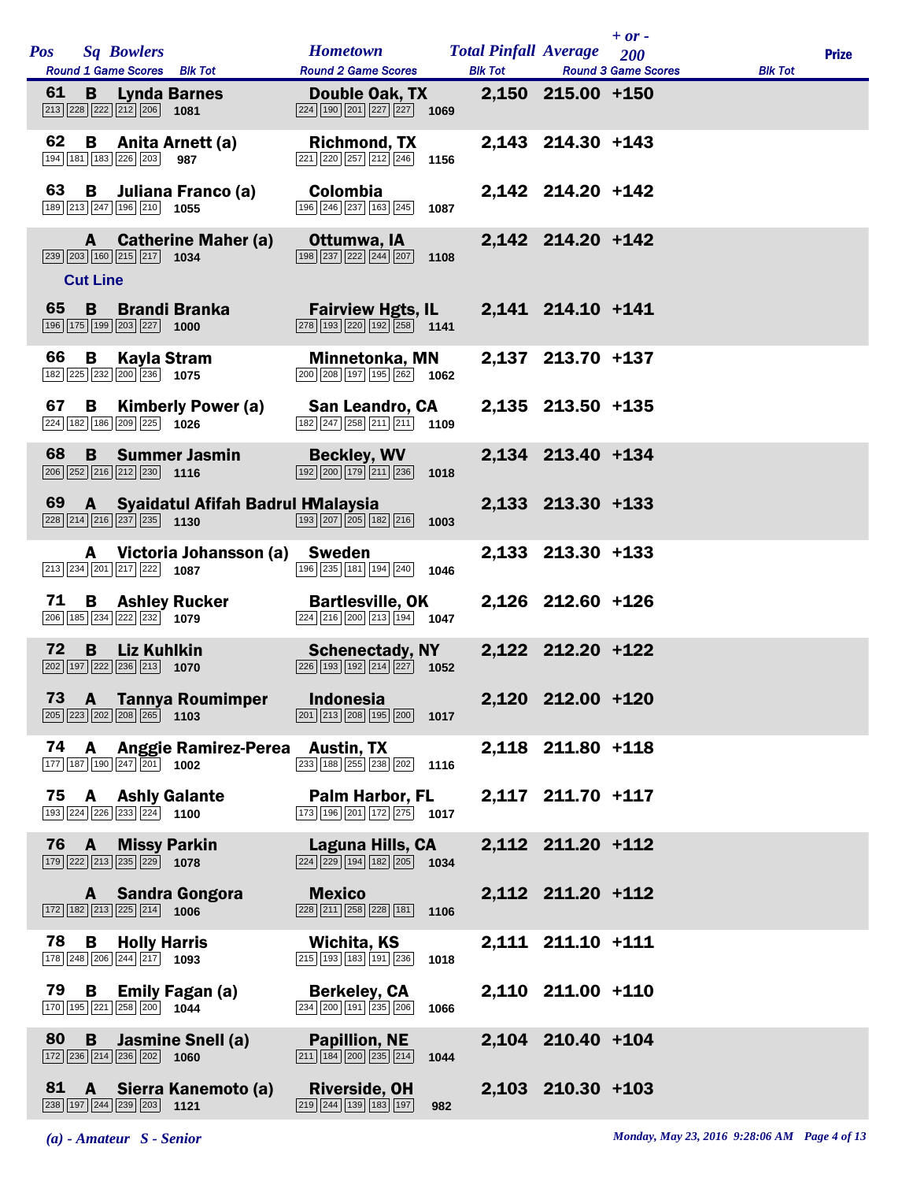| Pos | Sq | Bowlers | Hometown | Round 1 Game Scores | Blk Tot | Round 2 Game Scores | Blk Tot | Total Pinfall | Average | + or - 200 | Round 3 Game Scores | Blk Tot | Prize |
|---|---|---|---|---|---|---|---|---|---|---|---|---|---|
| 61 | B | Lynda Barnes | Double Oak, TX | 213 228 222 212 206 | 1081 | 224 190 201 227 227 | 1069 | 2,150 | 215.00 | +150 | | | |
| 62 | B | Anita Arnett (a) | Richmond, TX | 194 181 183 226 203 | 987 | 221 220 257 212 246 | 1156 | 2,143 | 214.30 | +143 | | | |
| 63 | B | Juliana Franco (a) | Colombia | 189 213 247 196 210 | 1055 | 196 246 237 163 245 | 1087 | 2,142 | 214.20 | +142 | | | |
| | A | Catherine Maher (a) | Ottumwa, IA | 239 203 160 215 217 | 1034 | 198 237 222 244 207 | 1108 | 2,142 | 214.20 | +142 | | | |
| **Cut Line** | | | | | | | | | | | | | |
| 65 | B | Brandi Branka | Fairview Hgts, IL | 196 175 199 203 227 | 1000 | 278 193 220 192 258 | 1141 | 2,141 | 214.10 | +141 | | | |
| 66 | B | Kayla Stram | Minnetonka, MN | 182 225 232 200 236 | 1075 | 200 208 197 195 262 | 1062 | 2,137 | 213.70 | +137 | | | |
| 67 | B | Kimberly Power (a) | San Leandro, CA | 224 182 186 209 225 | 1026 | 182 247 258 211 211 | 1109 | 2,135 | 213.50 | +135 | | | |
| 68 | B | Summer Jasmin | Beckley, WV | 206 252 216 212 230 | 1116 | 192 200 179 211 236 | 1018 | 2,134 | 213.40 | +134 | | | |
| 69 | A | Syaidatul Afifah Badrul H | Malaysia | 228 214 216 237 235 | 1130 | 193 207 205 182 216 | 1003 | 2,133 | 213.30 | +133 | | | |
| | A | Victoria Johansson (a) | Sweden | 213 234 201 217 222 | 1087 | 196 235 181 194 240 | 1046 | 2,133 | 213.30 | +133 | | | |
| 71 | B | Ashley Rucker | Bartlesville, OK | 206 185 234 222 232 | 1079 | 224 216 200 213 194 | 1047 | 2,126 | 212.60 | +126 | | | |
| 72 | B | Liz Kuhlkin | Schenectady, NY | 202 197 222 236 213 | 1070 | 226 193 192 214 227 | 1052 | 2,122 | 212.20 | +122 | | | |
| 73 | A | Tannya Roumimper | Indonesia | 205 223 202 208 265 | 1103 | 201 213 208 195 200 | 1017 | 2,120 | 212.00 | +120 | | | |
| 74 | A | Anggie Ramirez-Perea | Austin, TX | 177 187 190 247 201 | 1002 | 233 188 255 238 202 | 1116 | 2,118 | 211.80 | +118 | | | |
| 75 | A | Ashly Galante | Palm Harbor, FL | 193 224 226 233 224 | 1100 | 173 196 201 172 275 | 1017 | 2,117 | 211.70 | +117 | | | |
| 76 | A | Missy Parkin | Laguna Hills, CA | 179 222 213 235 229 | 1078 | 224 229 194 182 205 | 1034 | 2,112 | 211.20 | +112 | | | |
| | A | Sandra Gongora | Mexico | 172 182 213 225 214 | 1006 | 228 211 258 228 181 | 1106 | 2,112 | 211.20 | +112 | | | |
| 78 | B | Holly Harris | Wichita, KS | 178 248 206 244 217 | 1093 | 215 193 183 191 236 | 1018 | 2,111 | 211.10 | +111 | | | |
| 79 | B | Emily Fagan (a) | Berkeley, CA | 170 195 221 258 200 | 1044 | 234 200 191 235 206 | 1066 | 2,110 | 211.00 | +110 | | | |
| 80 | B | Jasmine Snell (a) | Papillion, NE | 172 236 214 236 202 | 1060 | 211 184 200 235 214 | 1044 | 2,104 | 210.40 | +104 | | | |
| 81 | A | Sierra Kanemoto (a) | Riverside, OH | 238 197 244 239 203 | 1121 | 219 244 139 183 197 | 982 | 2,103 | 210.30 | +103 | | | |

*(a) - Amateur S - Senior*

*Monday, May 23, 2016 9:28:06 AM*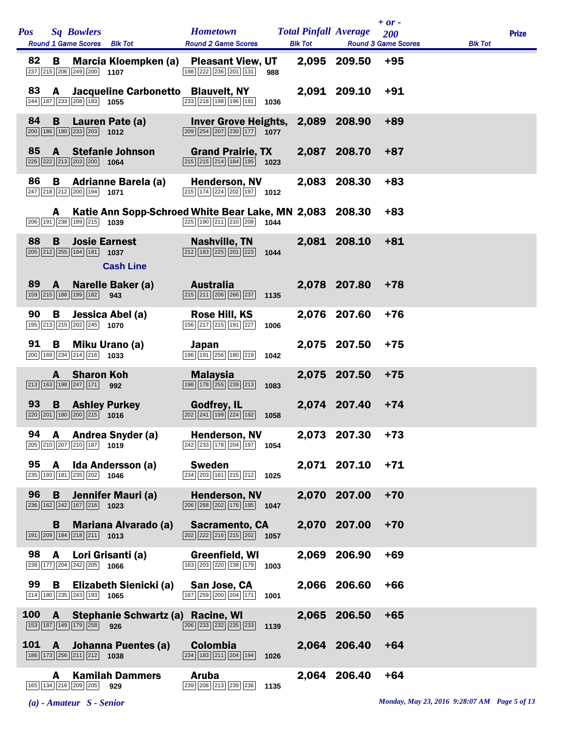| Pos | Sq | Bowlers | Round 1 Game Scores | Blk Tot | Hometown | Round 2 Game Scores | Blk Tot | Total Pinfall | Average | + or - 200 | Round 3 Game Scores | Blk Tot | Prize |
|---|---|---|---|---|---|---|---|---|---|---|---|---|---|
| 82 | B | Marcia Kloempken (a) | 237 215 206 249 200 | 1107 | Pleasant View, UT | 198 222 236 201 131 | 988 | 2,095 | 209.50 | +95 | | | |
| 83 | A | Jacqueline Carbonetto | 244 187 233 208 183 | 1055 | Blauvelt, NY | 233 218 198 196 191 | 1036 | 2,091 | 209.10 | +91 | | | |
| 84 | B | Lauren Pate (a) | 200 186 190 233 203 | 1012 | Inver Grove Heights, | 209 254 207 230 177 | 1077 | 2,089 | 208.90 | +89 | | | |
| 85 | A | Stefanie Johnson | 226 222 213 203 200 | 1064 | Grand Prairie, TX | 215 215 214 184 195 | 1023 | 2,087 | 208.70 | +87 | | | |
| 86 | B | Adrianne Barela (a) | 247 218 212 200 194 | 1071 | Henderson, NV | 215 174 224 202 197 | 1012 | 2,083 | 208.30 | +83 | | | |
| | A | Katie Ann Sopp-Schroed | 206 191 238 189 215 | 1039 | White Bear Lake, MN | 225 190 211 210 208 | 1044 | 2,083 | 208.30 | +83 | | | |
| 88 | B | Josie Earnest | 205 212 255 184 181 | 1037 | Nashville, TN | 212 183 225 201 223 | 1044 | 2,081 | 208.10 | +81 | | | |
| | | **Cash Line** | | | | | | | | | | | |
| 89 | A | Narelle Baker (a) | 159 215 188 199 182 | 943 | Australia | 215 211 206 266 237 | 1135 | 2,078 | 207.80 | +78 | | | |
| 90 | B | Jessica Abel (a) | 195 213 215 202 245 | 1070 | Rose Hill, KS | 156 217 215 191 227 | 1006 | 2,076 | 207.60 | +76 | | | |
| 91 | B | Miku Urano (a) | 200 169 234 214 216 | 1033 | Japan | 196 191 256 180 219 | 1042 | 2,075 | 207.50 | +75 | | | |
| | A | Sharon Koh | 213 163 198 247 171 | 992 | Malaysia | 198 178 255 239 213 | 1083 | 2,075 | 207.50 | +75 | | | |
| 93 | B | Ashley Purkey | 220 201 180 200 215 | 1016 | Godfrey, IL | 202 241 199 224 192 | 1058 | 2,074 | 207.40 | +74 | | | |
| 94 | A | Andrea Snyder (a) | 205 210 207 210 187 | 1019 | Henderson, NV | 242 233 178 204 197 | 1054 | 2,073 | 207.30 | +73 | | | |
| 95 | A | Ida Andersson (a) | 235 193 181 235 202 | 1046 | Sweden | 234 203 161 215 212 | 1025 | 2,071 | 207.10 | +71 | | | |
| 96 | B | Jennifer Mauri (a) | 236 162 242 167 216 | 1023 | Henderson, NV | 206 268 202 176 195 | 1047 | 2,070 | 207.00 | +70 | | | |
| | B | Mariana Alvarado (a) | 191 209 184 218 211 | 1013 | Sacramento, CA | 202 222 216 215 202 | 1057 | 2,070 | 207.00 | +70 | | | |
| 98 | A | Lori Grisanti (a) | 238 177 204 242 205 | 1066 | Greenfield, WI | 163 203 220 238 179 | 1003 | 2,069 | 206.90 | +69 | | | |
| 99 | B | Elizabeth Sienicki (a) | 214 180 235 243 193 | 1065 | San Jose, CA | 167 259 200 204 171 | 1001 | 2,066 | 206.60 | +66 | | | |
| 100 | A | Stephanie Schwartz (a) | 153 187 149 179 258 | 926 | Racine, WI | 206 233 232 235 233 | 1139 | 2,065 | 206.50 | +65 | | | |
| 101 | A | Johanna Puentes (a) | 186 173 256 211 212 | 1038 | Colombia | 234 183 211 204 194 | 1026 | 2,064 | 206.40 | +64 | | | |
| | A | Kamilah Dammers | 165 134 216 209 205 | 929 | Aruba | 239 208 213 239 236 | 1135 | 2,064 | 206.40 | +64 | | | |

*(a) - Amateur S - Senior*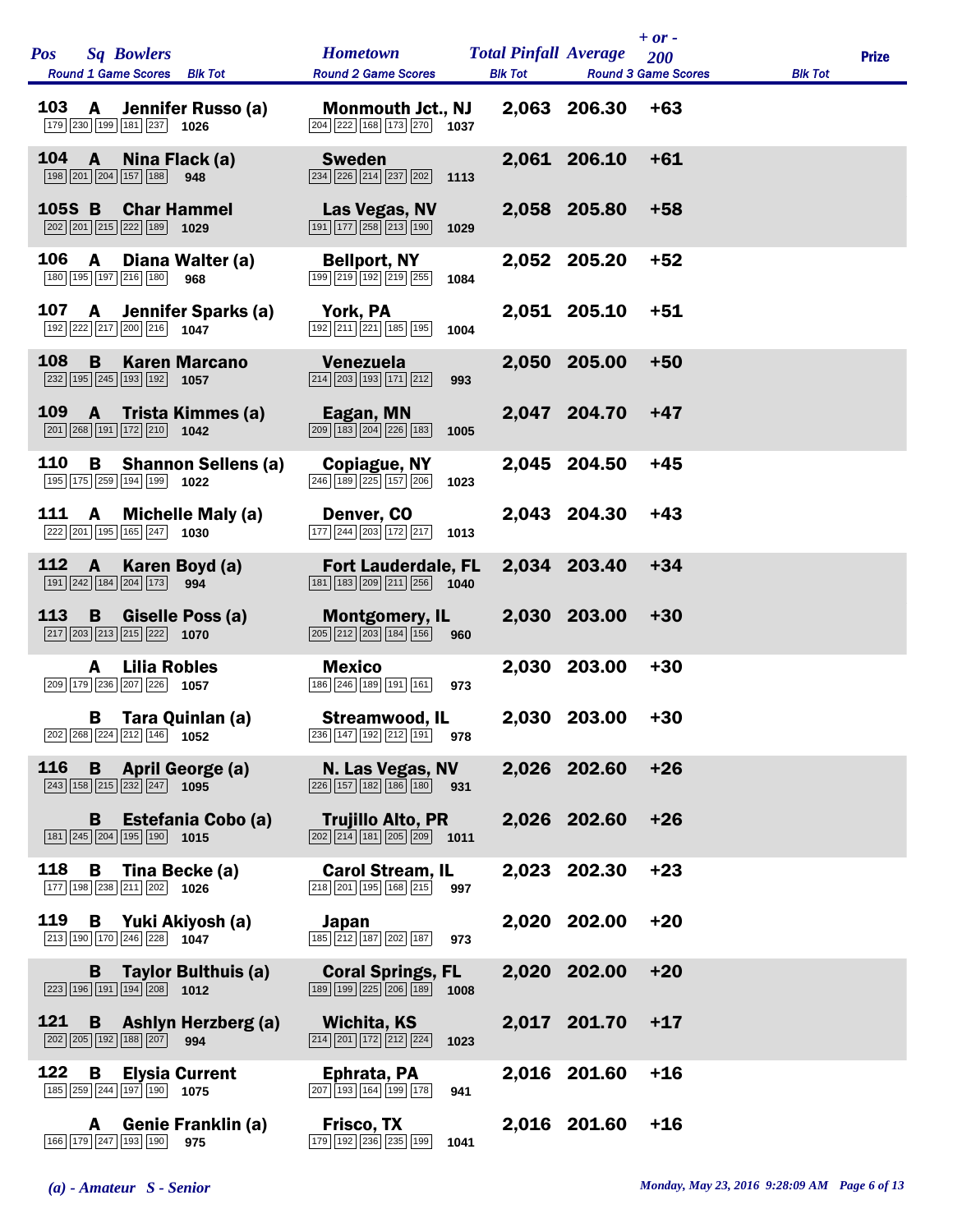| Pos | Sq | Bowlers | Round 1 Game Scores | Blk Tot | Hometown | Round 2 Game Scores | Blk Tot | Total Pinfall | Average | + or - 200 | Round 3 Game Scores | Blk Tot | Prize |
|---|---|---|---|---|---|---|---|---|---|---|---|---|---|
| 103 | A | Jennifer Russo (a) | 179 230 199 181 237 | 1026 | Monmouth Jct., NJ | 204 222 168 173 270 | 1037 | 2,063 | 206.30 | +63 | | | |
| 104 | A | Nina Flack (a) | 198 201 204 157 188 | 948 | Sweden | 234 226 214 237 202 | 1113 | 2,061 | 206.10 | +61 | | | |
| 105S | B | Char Hammel | 202 201 215 222 189 | 1029 | Las Vegas, NV | 191 177 258 213 190 | 1029 | 2,058 | 205.80 | +58 | | | |
| 106 | A | Diana Walter (a) | 180 195 197 216 180 | 968 | Bellport, NY | 199 219 192 219 255 | 1084 | 2,052 | 205.20 | +52 | | | |
| 107 | A | Jennifer Sparks (a) | 192 222 217 200 216 | 1047 | York, PA | 192 211 221 185 195 | 1004 | 2,051 | 205.10 | +51 | | | |
| 108 | B | Karen Marcano | 232 195 245 193 192 | 1057 | Venezuela | 214 203 193 171 212 | 993 | 2,050 | 205.00 | +50 | | | |
| 109 | A | Trista Kimmes (a) | 201 268 191 172 210 | 1042 | Eagan, MN | 209 183 204 226 183 | 1005 | 2,047 | 204.70 | +47 | | | |
| 110 | B | Shannon Sellens (a) | 195 175 259 194 199 | 1022 | Copiague, NY | 246 189 225 157 206 | 1023 | 2,045 | 204.50 | +45 | | | |
| 111 | A | Michelle Maly (a) | 222 201 195 165 247 | 1030 | Denver, CO | 177 244 203 172 217 | 1013 | 2,043 | 204.30 | +43 | | | |
| 112 | A | Karen Boyd (a) | 191 242 184 204 173 | 994 | Fort Lauderdale, FL | 181 183 209 211 256 | 1040 | 2,034 | 203.40 | +34 | | | |
| 113 | B | Giselle Poss (a) | 217 203 213 215 222 | 1070 | Montgomery, IL | 205 212 203 184 156 | 960 | 2,030 | 203.00 | +30 | | | |
| | A | Lilia Robles | 209 179 236 207 226 | 1057 | Mexico | 186 246 189 191 161 | 973 | 2,030 | 203.00 | +30 | | | |
| | B | Tara Quinlan (a) | 202 268 224 212 146 | 1052 | Streamwood, IL | 236 147 192 212 191 | 978 | 2,030 | 203.00 | +30 | | | |
| 116 | B | April George (a) | 243 158 215 232 247 | 1095 | N. Las Vegas, NV | 226 157 182 186 180 | 931 | 2,026 | 202.60 | +26 | | | |
| | B | Estefania Cobo (a) | 181 245 204 195 190 | 1015 | Trujillo Alto, PR | 202 214 181 205 209 | 1011 | 2,026 | 202.60 | +26 | | | |
| 118 | B | Tina Becke (a) | 177 198 238 211 202 | 1026 | Carol Stream, IL | 218 201 195 168 215 | 997 | 2,023 | 202.30 | +23 | | | |
| 119 | B | Yuki Akiyosh (a) | 213 190 170 246 228 | 1047 | Japan | 185 212 187 202 187 | 973 | 2,020 | 202.00 | +20 | | | |
| | B | Taylor Bulthuis (a) | 223 196 191 194 208 | 1012 | Coral Springs, FL | 189 199 225 206 189 | 1008 | 2,020 | 202.00 | +20 | | | |
| 121 | B | Ashlyn Herzberg (a) | 202 205 192 188 207 | 994 | Wichita, KS | 214 201 172 212 224 | 1023 | 2,017 | 201.70 | +17 | | | |
| 122 | B | Elysia Current | 185 259 244 197 190 | 1075 | Ephrata, PA | 207 193 164 199 178 | 941 | 2,016 | 201.60 | +16 | | | |
| | A | Genie Franklin (a) | 166 179 247 193 190 | 975 | Frisco, TX | 179 192 236 235 199 | 1041 | 2,016 | 201.60 | +16 | | | |

*(a) - Amateur S - Senior*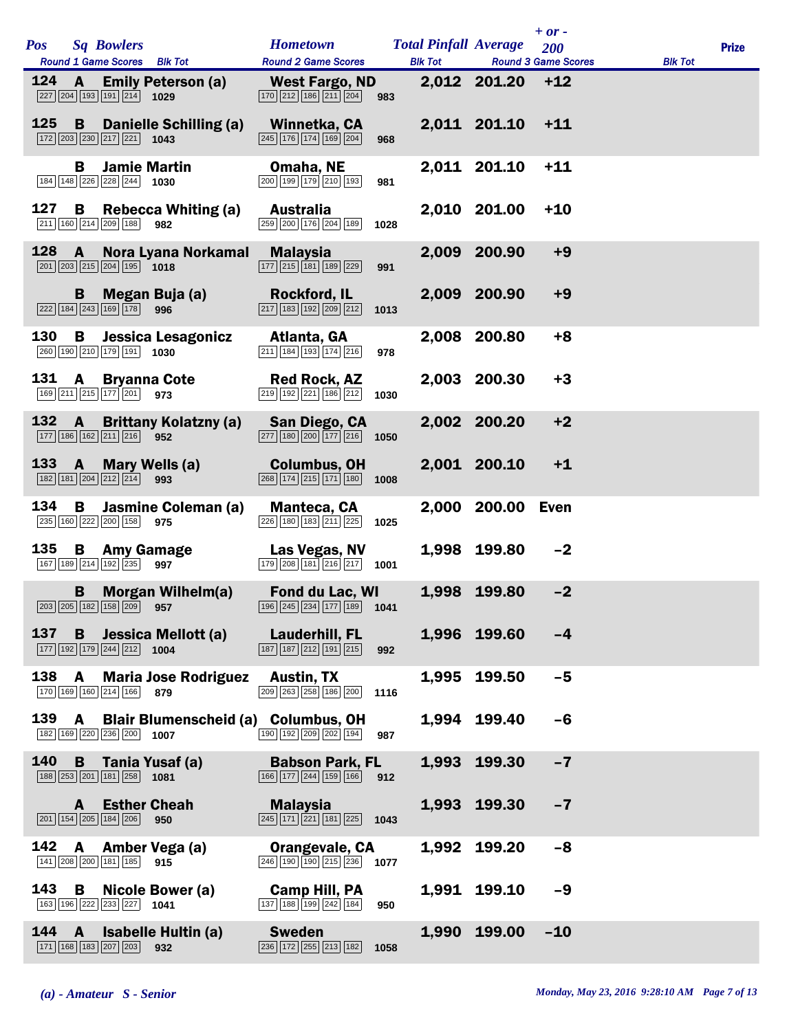| Pos | Sq | Bowlers | Hometown | Total Pinfall | Average | + or - 200 | Prize |
|---|---|---|---|---|---|---|---|
| | | Round 1 Game Scores / Blk Tot | Round 2 Game Scores / Blk Tot | | | Round 3 Game Scores / Blk Tot | |
| 124 | A | Emily Peterson (a) | West Fargo, ND | 2,012 | 201.20 | +12 | |
| | | 227 204 193 191 214 / 1029 | 170 212 186 211 204 / 983 | | | | |
| 125 | B | Danielle Schilling (a) | Winnetka, CA | 2,011 | 201.10 | +11 | |
| | | 172 203 230 217 221 / 1043 | 245 176 174 169 204 / 968 | | | | |
| | B | Jamie Martin | Omaha, NE | 2,011 | 201.10 | +11 | |
| | | 184 148 226 228 244 / 1030 | 200 199 179 210 193 / 981 | | | | |
| 127 | B | Rebecca Whiting (a) | Australia | 2,010 | 201.00 | +10 | |
| | | 211 160 214 209 188 / 982 | 259 200 176 204 189 / 1028 | | | | |
| 128 | A | Nora Lyana Norkamal | Malaysia | 2,009 | 200.90 | +9 | |
| | | 201 203 215 204 195 / 1018 | 177 215 181 189 229 / 991 | | | | |
| | B | Megan Buja (a) | Rockford, IL | 2,009 | 200.90 | +9 | |
| | | 222 184 243 169 178 / 996 | 217 183 192 209 212 / 1013 | | | | |
| 130 | B | Jessica Lesagonicz | Atlanta, GA | 2,008 | 200.80 | +8 | |
| | | 260 190 210 179 191 / 1030 | 211 184 193 174 216 / 978 | | | | |
| 131 | A | Bryanna Cote | Red Rock, AZ | 2,003 | 200.30 | +3 | |
| | | 169 211 215 177 201 / 973 | 219 192 221 186 212 / 1030 | | | | |
| 132 | A | Brittany Kolatzny (a) | San Diego, CA | 2,002 | 200.20 | +2 | |
| | | 177 186 162 211 216 / 952 | 277 180 200 177 216 / 1050 | | | | |
| 133 | A | Mary Wells (a) | Columbus, OH | 2,001 | 200.10 | +1 | |
| | | 182 181 204 212 214 / 993 | 268 174 215 171 180 / 1008 | | | | |
| 134 | B | Jasmine Coleman (a) | Manteca, CA | 2,000 | 200.00 | Even | |
| | | 235 160 222 200 158 / 975 | 226 180 183 211 225 / 1025 | | | | |
| 135 | B | Amy Gamage | Las Vegas, NV | 1,998 | 199.80 | -2 | |
| | | 167 189 214 192 235 / 997 | 179 208 181 216 217 / 1001 | | | | |
| | B | Morgan Wilhelm(a) | Fond du Lac, WI | 1,998 | 199.80 | -2 | |
| | | 203 205 182 158 209 / 957 | 196 245 234 177 189 / 1041 | | | | |
| 137 | B | Jessica Mellott (a) | Lauderhill, FL | 1,996 | 199.60 | -4 | |
| | | 177 192 179 244 212 / 1004 | 187 187 212 191 215 / 992 | | | | |
| 138 | A | Maria Jose Rodriguez | Austin, TX | 1,995 | 199.50 | -5 | |
| | | 170 169 160 214 166 / 879 | 209 263 258 186 200 / 1116 | | | | |
| 139 | A | Blair Blumenscheid (a) | Columbus, OH | 1,994 | 199.40 | -6 | |
| | | 182 169 220 236 200 / 1007 | 190 192 209 202 194 / 987 | | | | |
| 140 | B | Tania Yusaf (a) | Babson Park, FL | 1,993 | 199.30 | -7 | |
| | | 188 253 201 181 258 / 1081 | 166 177 244 159 166 / 912 | | | | |
| | A | Esther Cheah | Malaysia | 1,993 | 199.30 | -7 | |
| | | 201 154 205 184 206 / 950 | 245 171 221 181 225 / 1043 | | | | |
| 142 | A | Amber Vega (a) | Orangevale, CA | 1,992 | 199.20 | -8 | |
| | | 141 208 200 181 185 / 915 | 246 190 190 215 236 / 1077 | | | | |
| 143 | B | Nicole Bower (a) | Camp Hill, PA | 1,991 | 199.10 | -9 | |
| | | 163 196 222 233 227 / 1041 | 137 188 199 242 184 / 950 | | | | |
| 144 | A | Isabelle Hultin (a) | Sweden | 1,990 | 199.00 | -10 | |
| | | 171 168 183 207 203 / 932 | 236 172 255 213 182 / 1058 | | | | |

*(a) - Amateur S - Senior*

*Monday, May 23, 2016 9:28:10 AM*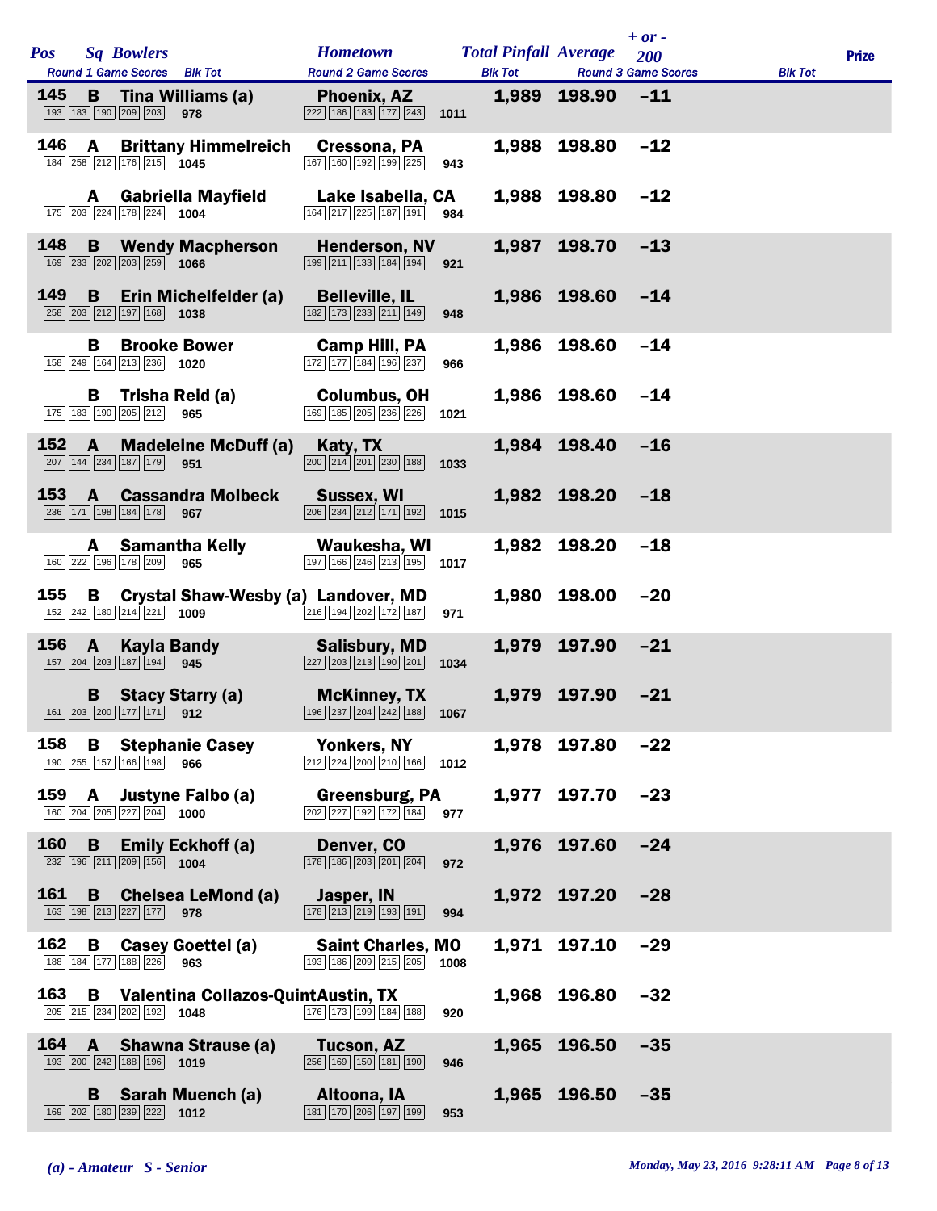| Pos | Sq | Bowlers | Hometown | Total Pinfall | Average | + or - 200 | Prize |
|---|---|---|---|---|---|---|---|
| Round 1 Game Scores | | Blk Tot | Round 2 Game Scores | Blk Tot | Round 3 Game Scores | Blk Tot | |
| 145 | B | Tina Williams (a) | Phoenix, AZ | 1,989 | 198.90 | -11 | |
| 193 183 190 209 203 | | 978 | 222 186 183 177 243 | 1011 | | | |
| 146 | A | Brittany Himmelreich | Cressona, PA | 1,988 | 198.80 | -12 | |
| 184 258 212 176 215 | | 1045 | 167 160 192 199 225 | 943 | | | |
| | A | Gabriella Mayfield | Lake Isabella, CA | 1,988 | 198.80 | -12 | |
| 175 203 224 178 224 | | 1004 | 164 217 225 187 191 | 984 | | | |
| 148 | B | Wendy Macpherson | Henderson, NV | 1,987 | 198.70 | -13 | |
| 169 233 202 203 259 | | 1066 | 199 211 133 184 194 | 921 | | | |
| 149 | B | Erin Michelfelder (a) | Belleville, IL | 1,986 | 198.60 | -14 | |
| 258 203 212 197 168 | | 1038 | 182 173 233 211 149 | 948 | | | |
| | B | Brooke Bower | Camp Hill, PA | 1,986 | 198.60 | -14 | |
| 158 249 164 213 236 | | 1020 | 172 177 184 196 237 | 966 | | | |
| | B | Trisha Reid (a) | Columbus, OH | 1,986 | 198.60 | -14 | |
| 175 183 190 205 212 | | 965 | 169 185 205 236 226 | 1021 | | | |
| 152 | A | Madeleine McDuff (a) | Katy, TX | 1,984 | 198.40 | -16 | |
| 207 144 234 187 179 | | 951 | 200 214 201 230 188 | 1033 | | | |
| 153 | A | Cassandra Molbeck | Sussex, WI | 1,982 | 198.20 | -18 | |
| 236 171 198 184 178 | | 967 | 206 234 212 171 192 | 1015 | | | |
| | A | Samantha Kelly | Waukesha, WI | 1,982 | 198.20 | -18 | |
| 160 222 196 178 209 | | 965 | 197 166 246 213 195 | 1017 | | | |
| 155 | B | Crystal Shaw-Wesby (a) | Landover, MD | 1,980 | 198.00 | -20 | |
| 152 242 180 214 221 | | 1009 | 216 194 202 172 187 | 971 | | | |
| 156 | A | Kayla Bandy | Salisbury, MD | 1,979 | 197.90 | -21 | |
| 157 204 203 187 194 | | 945 | 227 203 213 190 201 | 1034 | | | |
| | B | Stacy Starry (a) | McKinney, TX | 1,979 | 197.90 | -21 | |
| 161 203 200 177 171 | | 912 | 196 237 204 242 188 | 1067 | | | |
| 158 | B | Stephanie Casey | Yonkers, NY | 1,978 | 197.80 | -22 | |
| 190 255 157 166 198 | | 966 | 212 224 200 210 166 | 1012 | | | |
| 159 | A | Justyne Falbo (a) | Greensburg, PA | 1,977 | 197.70 | -23 | |
| 160 204 205 227 204 | | 1000 | 202 227 192 172 184 | 977 | | | |
| 160 | B | Emily Eckhoff (a) | Denver, CO | 1,976 | 197.60 | -24 | |
| 232 196 211 209 156 | | 1004 | 178 186 203 201 204 | 972 | | | |
| 161 | B | Chelsea LeMond (a) | Jasper, IN | 1,972 | 197.20 | -28 | |
| 163 198 213 227 177 | | 978 | 178 213 219 193 191 | 994 | | | |
| 162 | B | Casey Goettel (a) | Saint Charles, MO | 1,971 | 197.10 | -29 | |
| 188 184 177 188 226 | | 963 | 193 186 209 215 205 | 1008 | | | |
| 163 | B | Valentina Collazos-Quint | Austin, TX | 1,968 | 196.80 | -32 | |
| 205 215 234 202 192 | | 1048 | 176 173 199 184 188 | 920 | | | |
| 164 | A | Shawna Strause (a) | Tucson, AZ | 1,965 | 196.50 | -35 | |
| 193 200 242 188 196 | | 1019 | 256 169 150 181 190 | 946 | | | |
| | B | Sarah Muench (a) | Altoona, IA | 1,965 | 196.50 | -35 | |
| 169 202 180 239 222 | | 1012 | 181 170 206 197 199 | 953 | | | |

*(a) - Amateur S - Senior*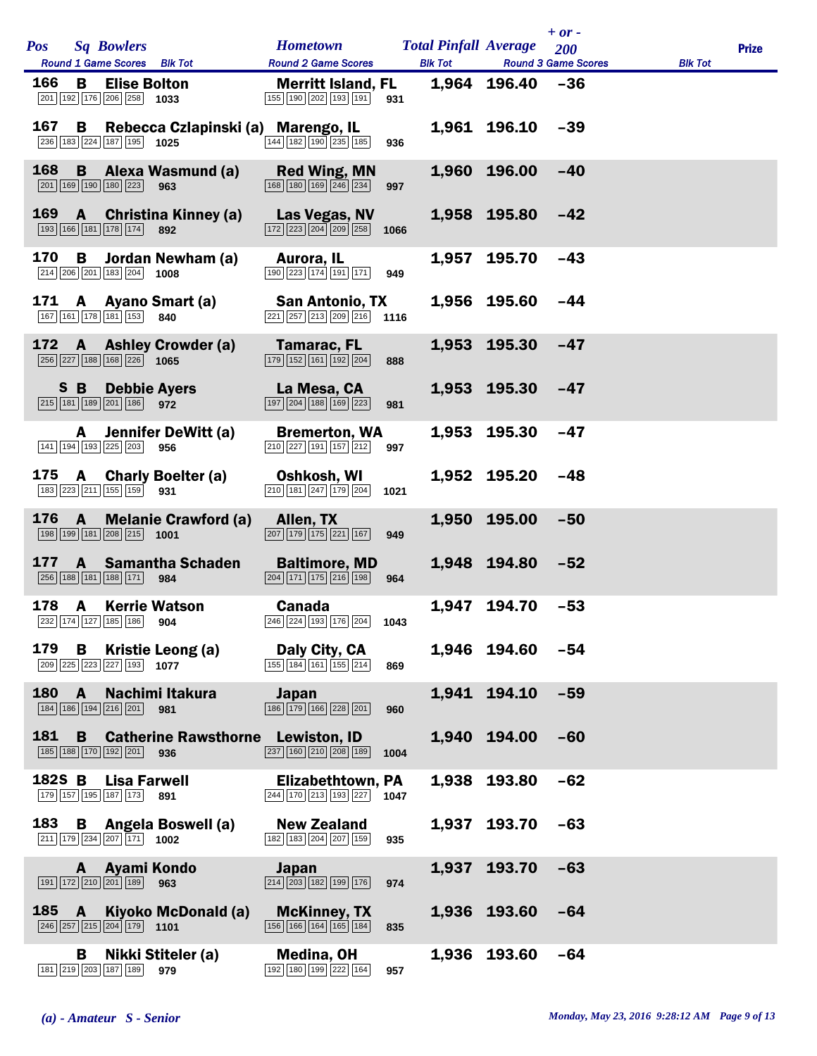| Pos | Sq | Bowlers | Hometown | Total Pinfall | Average | + or - 200 | Prize |
|---|---|---|---|---|---|---|---|
| | | Round 1 Game Scores / Blk Tot | Round 2 Game Scores / Blk Tot | | | Round 3 Game Scores / Blk Tot | |
| 166 | B | Elise Bolton | Merritt Island, FL | 1,964 | 196.40 | -36 | |
| | | 201 192 176 206 258 — 1033 | 155 190 202 193 191 — 931 | | | | |
| 167 | B | Rebecca Czlapinski (a) | Marengo, IL | 1,961 | 196.10 | -39 | |
| | | 236 183 224 187 195 — 1025 | 144 182 190 235 185 — 936 | | | | |
| 168 | B | Alexa Wasmund (a) | Red Wing, MN | 1,960 | 196.00 | -40 | |
| | | 201 169 190 180 223 — 963 | 168 180 169 246 234 — 997 | | | | |
| 169 | A | Christina Kinney (a) | Las Vegas, NV | 1,958 | 195.80 | -42 | |
| | | 193 166 181 178 174 — 892 | 172 223 204 209 258 — 1066 | | | | |
| 170 | B | Jordan Newham (a) | Aurora, IL | 1,957 | 195.70 | -43 | |
| | | 214 206 201 183 204 — 1008 | 190 223 174 191 171 — 949 | | | | |
| 171 | A | Ayano Smart (a) | San Antonio, TX | 1,956 | 195.60 | -44 | |
| | | 167 161 178 181 153 — 840 | 221 257 213 209 216 — 1116 | | | | |
| 172 | A | Ashley Crowder (a) | Tamarac, FL | 1,953 | 195.30 | -47 | |
| | | 256 227 188 168 226 — 1065 | 179 152 161 192 204 — 888 | | | | |
| | S B | Debbie Ayers | La Mesa, CA | 1,953 | 195.30 | -47 | |
| | | 215 181 189 201 186 — 972 | 197 204 188 169 223 — 981 | | | | |
| | A | Jennifer DeWitt (a) | Bremerton, WA | 1,953 | 195.30 | -47 | |
| | | 141 194 193 225 203 — 956 | 210 227 191 157 212 — 997 | | | | |
| 175 | A | Charly Boelter (a) | Oshkosh, WI | 1,952 | 195.20 | -48 | |
| | | 183 223 211 155 159 — 931 | 210 181 247 179 204 — 1021 | | | | |
| 176 | A | Melanie Crawford (a) | Allen, TX | 1,950 | 195.00 | -50 | |
| | | 198 199 181 208 215 — 1001 | 207 179 175 221 167 — 949 | | | | |
| 177 | A | Samantha Schaden | Baltimore, MD | 1,948 | 194.80 | -52 | |
| | | 256 188 181 188 171 — 984 | 204 171 175 216 198 — 964 | | | | |
| 178 | A | Kerrie Watson | Canada | 1,947 | 194.70 | -53 | |
| | | 232 174 127 185 186 — 904 | 246 224 193 176 204 — 1043 | | | | |
| 179 | B | Kristie Leong (a) | Daly City, CA | 1,946 | 194.60 | -54 | |
| | | 209 225 223 227 193 — 1077 | 155 184 161 155 214 — 869 | | | | |
| 180 | A | Nachimi Itakura | Japan | 1,941 | 194.10 | -59 | |
| | | 184 186 194 216 201 — 981 | 186 179 166 228 201 — 960 | | | | |
| 181 | B | Catherine Rawsthorne | Lewiston, ID | 1,940 | 194.00 | -60 | |
| | | 185 188 170 192 201 — 936 | 237 160 210 208 189 — 1004 | | | | |
| 182 | S B | Lisa Farwell | Elizabethtown, PA | 1,938 | 193.80 | -62 | |
| | | 179 157 195 187 173 — 891 | 244 170 213 193 227 — 1047 | | | | |
| 183 | B | Angela Boswell (a) | New Zealand | 1,937 | 193.70 | -63 | |
| | | 211 179 234 207 171 — 1002 | 182 183 204 207 159 — 935 | | | | |
| | A | Ayami Kondo | Japan | 1,937 | 193.70 | -63 | |
| | | 191 172 210 201 189 — 963 | 214 203 182 199 176 — 974 | | | | |
| 185 | A | Kiyoko McDonald (a) | McKinney, TX | 1,936 | 193.60 | -64 | |
| | | 246 257 215 204 179 — 1101 | 156 166 164 165 184 — 835 | | | | |
| | B | Nikki Stiteler (a) | Medina, OH | 1,936 | 193.60 | -64 | |
| | | 181 219 203 187 189 — 979 | 192 180 199 222 164 — 957 | | | | |

*(a) - Amateur S - Senior*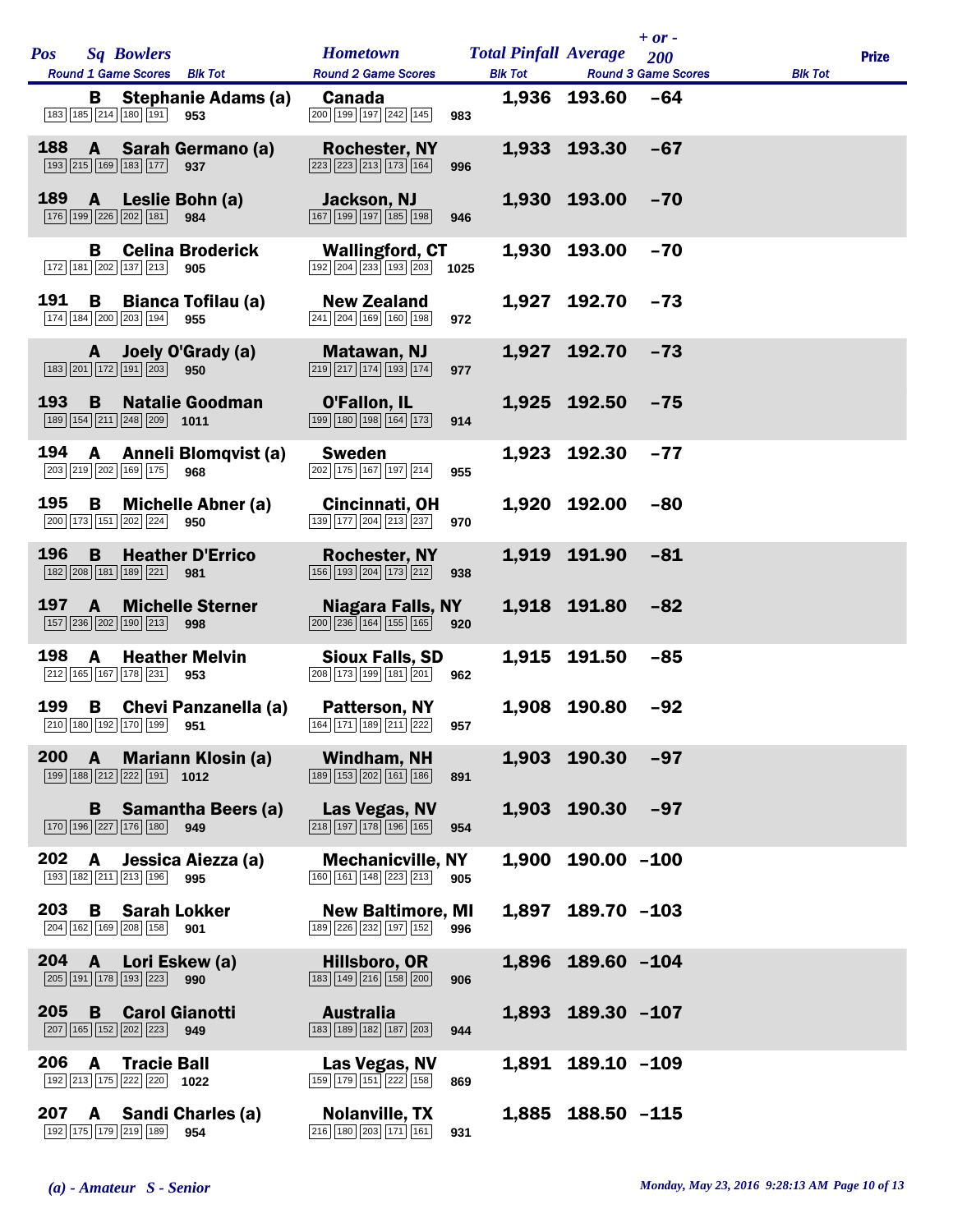| Pos | Sq | Bowlers | Hometown | Total Pinfall | Average | + or - 200 | Prize |
|---|---|---|---|---|---|---|---|
| | | Round 1 Game Scores / Blk Tot | Round 2 Game Scores / Blk Tot | | | Round 3 Game Scores / Blk Tot | |
| | B | Stephanie Adams (a) | Canada | 1,936 | 193.60 | -64 | |
| | | 183 185 214 180 191 / 953 | 200 199 197 242 145 / 983 | | | | |
| 188 | A | Sarah Germano (a) | Rochester, NY | 1,933 | 193.30 | -67 | |
| | | 193 215 169 183 177 / 937 | 223 223 213 173 164 / 996 | | | | |
| 189 | A | Leslie Bohn (a) | Jackson, NJ | 1,930 | 193.00 | -70 | |
| | | 176 199 226 202 181 / 984 | 167 199 197 185 198 / 946 | | | | |
| | B | Celina Broderick | Wallingford, CT | 1,930 | 193.00 | -70 | |
| | | 172 181 202 137 213 / 905 | 192 204 233 193 203 / 1025 | | | | |
| 191 | B | Bianca Tofilau (a) | New Zealand | 1,927 | 192.70 | -73 | |
| | | 174 184 200 203 194 / 955 | 241 204 169 160 198 / 972 | | | | |
| | A | Joely O'Grady (a) | Matawan, NJ | 1,927 | 192.70 | -73 | |
| | | 183 201 172 191 203 / 950 | 219 217 174 193 174 / 977 | | | | |
| 193 | B | Natalie Goodman | O'Fallon, IL | 1,925 | 192.50 | -75 | |
| | | 189 154 211 248 209 / 1011 | 199 180 198 164 173 / 914 | | | | |
| 194 | A | Anneli Blomqvist (a) | Sweden | 1,923 | 192.30 | -77 | |
| | | 203 219 202 169 175 / 968 | 202 175 167 197 214 / 955 | | | | |
| 195 | B | Michelle Abner (a) | Cincinnati, OH | 1,920 | 192.00 | -80 | |
| | | 200 173 151 202 224 / 950 | 139 177 204 213 237 / 970 | | | | |
| 196 | B | Heather D'Errico | Rochester, NY | 1,919 | 191.90 | -81 | |
| | | 182 208 181 189 221 / 981 | 156 193 204 173 212 / 938 | | | | |
| 197 | A | Michelle Sterner | Niagara Falls, NY | 1,918 | 191.80 | -82 | |
| | | 157 236 202 190 213 / 998 | 200 236 164 155 165 / 920 | | | | |
| 198 | A | Heather Melvin | Sioux Falls, SD | 1,915 | 191.50 | -85 | |
| | | 212 165 167 178 231 / 953 | 208 173 199 181 201 / 962 | | | | |
| 199 | B | Chevi Panzanella (a) | Patterson, NY | 1,908 | 190.80 | -92 | |
| | | 210 180 192 170 199 / 951 | 164 171 189 211 222 / 957 | | | | |
| 200 | A | Mariann Klosin (a) | Windham, NH | 1,903 | 190.30 | -97 | |
| | | 199 188 212 222 191 / 1012 | 189 153 202 161 186 / 891 | | | | |
| | B | Samantha Beers (a) | Las Vegas, NV | 1,903 | 190.30 | -97 | |
| | | 170 196 227 176 180 / 949 | 218 197 178 196 165 / 954 | | | | |
| 202 | A | Jessica Aiezza (a) | Mechanicville, NY | 1,900 | 190.00 | -100 | |
| | | 193 182 211 213 196 / 995 | 160 161 148 223 213 / 905 | | | | |
| 203 | B | Sarah Lokker | New Baltimore, MI | 1,897 | 189.70 | -103 | |
| | | 204 162 169 208 158 / 901 | 189 226 232 197 152 / 996 | | | | |
| 204 | A | Lori Eskew (a) | Hillsboro, OR | 1,896 | 189.60 | -104 | |
| | | 205 191 178 193 223 / 990 | 183 149 216 158 200 / 906 | | | | |
| 205 | B | Carol Gianotti | Australia | 1,893 | 189.30 | -107 | |
| | | 207 165 152 202 223 / 949 | 183 189 182 187 203 / 944 | | | | |
| 206 | A | Tracie Ball | Las Vegas, NV | 1,891 | 189.10 | -109 | |
| | | 192 213 175 222 220 / 1022 | 159 179 151 222 158 / 869 | | | | |
| 207 | A | Sandi Charles (a) | Nolanville, TX | 1,885 | 188.50 | -115 | |
| | | 192 175 179 219 189 / 954 | 216 180 203 171 161 / 931 | | | | |

*(a) - Amateur S - Senior*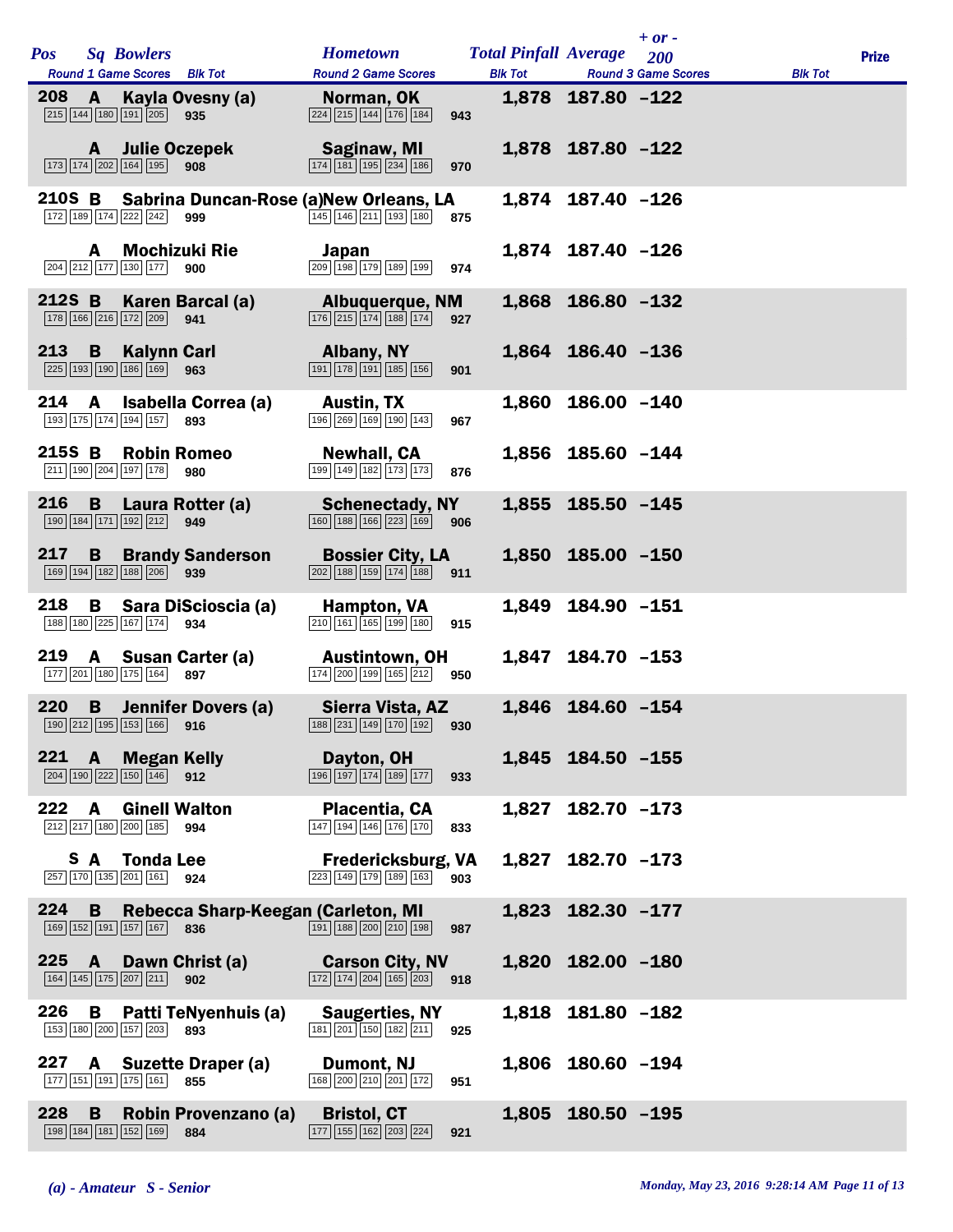| Pos | Sq | Bowlers | Hometown | Total Pinfall | Average | + or - 200 | Prize |
|---|---|---|---|---|---|---|---|
| | | Round 1 Game Scores / Blk Tot | Round 2 Game Scores / Blk Tot | Round 3 Game Scores / Blk Tot | | | |
| 208 | A | Kayla Ovesny (a) | Norman, OK | 1,878 | 187.80 | -122 | |
| | | 215 144 180 191 205 / 935 | 224 215 144 176 184 / 943 | | | | |
| | A | Julie Oczepek | Saginaw, MI | 1,878 | 187.80 | -122 | |
| | | 173 174 202 164 195 / 908 | 174 181 195 234 186 / 970 | | | | |
| 210S | B | Sabrina Duncan-Rose (a) | New Orleans, LA | 1,874 | 187.40 | -126 | |
| | | 172 189 174 222 242 / 999 | 145 146 211 193 180 / 875 | | | | |
| | A | Mochizuki Rie | Japan | 1,874 | 187.40 | -126 | |
| | | 204 212 177 130 177 / 900 | 209 198 179 189 199 / 974 | | | | |
| 212S | B | Karen Barcal (a) | Albuquerque, NM | 1,868 | 186.80 | -132 | |
| | | 178 166 216 172 209 / 941 | 176 215 174 188 174 / 927 | | | | |
| 213 | B | Kalynn Carl | Albany, NY | 1,864 | 186.40 | -136 | |
| | | 225 193 190 186 169 / 963 | 191 178 191 185 156 / 901 | | | | |
| 214 | A | Isabella Correa (a) | Austin, TX | 1,860 | 186.00 | -140 | |
| | | 193 175 174 194 157 / 893 | 196 269 169 190 143 / 967 | | | | |
| 215S | B | Robin Romeo | Newhall, CA | 1,856 | 185.60 | -144 | |
| | | 211 190 204 197 178 / 980 | 199 149 182 173 173 / 876 | | | | |
| 216 | B | Laura Rotter (a) | Schenectady, NY | 1,855 | 185.50 | -145 | |
| | | 190 184 171 192 212 / 949 | 160 188 166 223 169 / 906 | | | | |
| 217 | B | Brandy Sanderson | Bossier City, LA | 1,850 | 185.00 | -150 | |
| | | 169 194 182 188 206 / 939 | 202 188 159 174 188 / 911 | | | | |
| 218 | B | Sara DiSciascia (a) | Hampton, VA | 1,849 | 184.90 | -151 | |
| | | 188 180 225 167 174 / 934 | 210 161 165 199 180 / 915 | | | | |
| 219 | A | Susan Carter (a) | Austintown, OH | 1,847 | 184.70 | -153 | |
| | | 177 201 180 175 164 / 897 | 174 200 199 165 212 / 950 | | | | |
| 220 | B | Jennifer Dovers (a) | Sierra Vista, AZ | 1,846 | 184.60 | -154 | |
| | | 190 212 195 153 166 / 916 | 188 231 149 170 192 / 930 | | | | |
| 221 | A | Megan Kelly | Dayton, OH | 1,845 | 184.50 | -155 | |
| | | 204 190 222 150 146 / 912 | 196 197 174 189 177 / 933 | | | | |
| 222 | A | Ginell Walton | Placentia, CA | 1,827 | 182.70 | -173 | |
| | | 212 217 180 200 185 / 994 | 147 194 146 176 170 / 833 | | | | |
| S | A | Tonda Lee | Fredericksburg, VA | 1,827 | 182.70 | -173 | |
| | | 257 170 135 201 161 / 924 | 223 149 179 189 163 / 903 | | | | |
| 224 | B | Rebecca Sharp-Keegan ( | Carleton, MI | 1,823 | 182.30 | -177 | |
| | | 169 152 191 157 167 / 836 | 191 188 200 210 198 / 987 | | | | |
| 225 | A | Dawn Christ (a) | Carson City, NV | 1,820 | 182.00 | -180 | |
| | | 164 145 175 207 211 / 902 | 172 174 204 165 203 / 918 | | | | |
| 226 | B | Patti TeNyenhuis (a) | Saugerties, NY | 1,818 | 181.80 | -182 | |
| | | 153 180 200 157 203 / 893 | 181 201 150 182 211 / 925 | | | | |
| 227 | A | Suzette Draper (a) | Dumont, NJ | 1,806 | 180.60 | -194 | |
| | | 177 151 191 175 161 / 855 | 168 200 210 201 172 / 951 | | | | |
| 228 | B | Robin Provenzano (a) | Bristol, CT | 1,805 | 180.50 | -195 | |
| | | 198 184 181 152 169 / 884 | 177 155 162 203 224 / 921 | | | | |

*(a) - Amateur S - Senior*

*Monday, May 23, 2016 9:28:14 AM*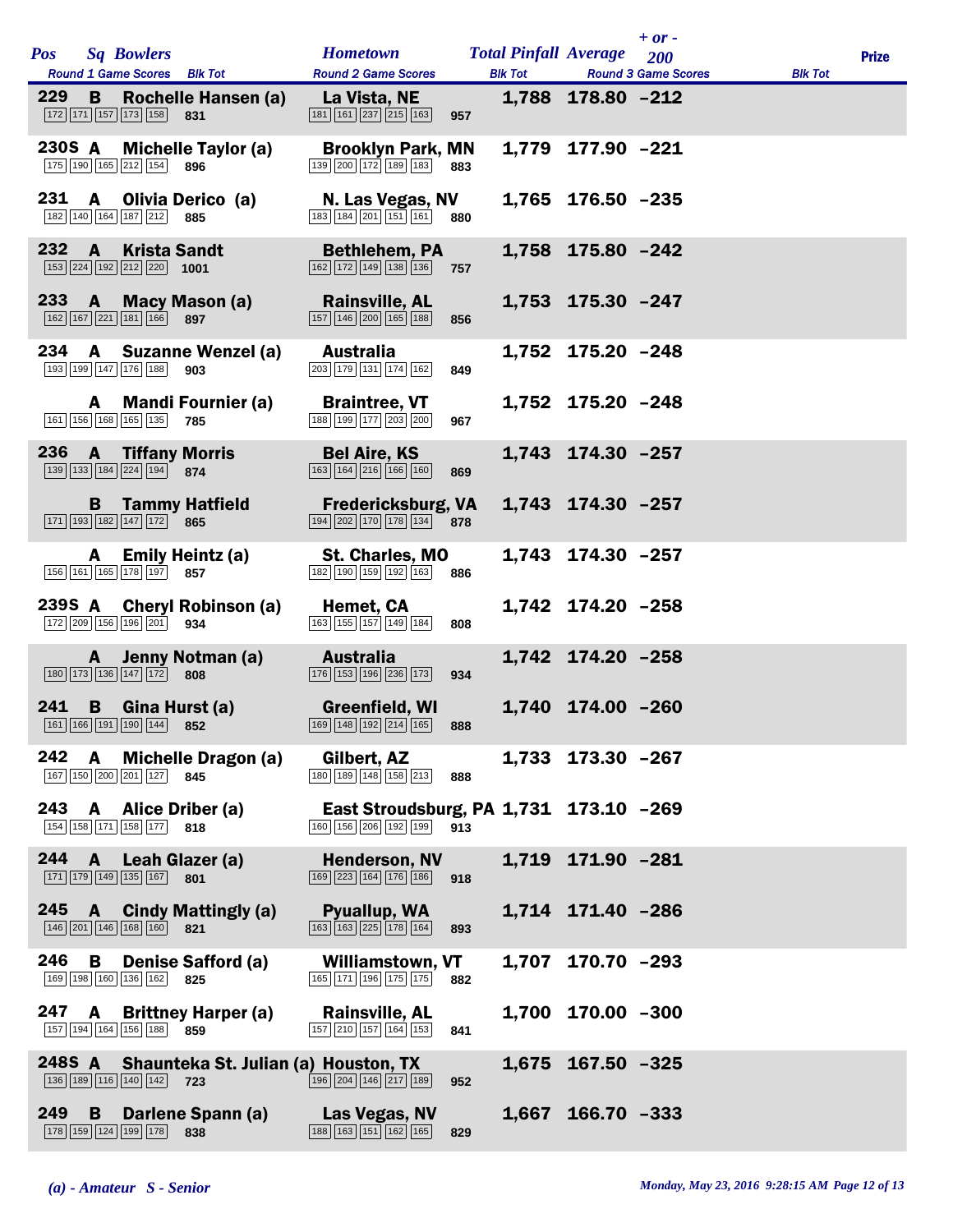| Pos | Sq | Bowlers | Hometown | Total Pinfall | Average | + or - 200 | Prize |
|---|---|---|---|---|---|---|---|
| | | Round 1 Game Scores / Blk Tot | Round 2 Game Scores / Blk Tot | | | Round 3 Game Scores / Blk Tot | |
| 229 | B | Rochelle Hansen (a) | La Vista, NE | 1,788 | 178.80 | -212 | |
| | | 172 171 157 173 158 / 831 | 181 161 237 215 163 / 957 | | | | |
| 230S | A | Michelle Taylor (a) | Brooklyn Park, MN | 1,779 | 177.90 | -221 | |
| | | 175 190 165 212 154 / 896 | 139 200 172 189 183 / 883 | | | | |
| 231 | A | Olivia Derico (a) | N. Las Vegas, NV | 1,765 | 176.50 | -235 | |
| | | 182 140 164 187 212 / 885 | 183 184 201 151 161 / 880 | | | | |
| 232 | A | Krista Sandt | Bethlehem, PA | 1,758 | 175.80 | -242 | |
| | | 153 224 192 212 220 / 1001 | 162 172 149 138 136 / 757 | | | | |
| 233 | A | Macy Mason (a) | Rainsville, AL | 1,753 | 175.30 | -247 | |
| | | 162 167 221 181 166 / 897 | 157 146 200 165 188 / 856 | | | | |
| 234 | A | Suzanne Wenzel (a) | Australia | 1,752 | 175.20 | -248 | |
| | | 193 199 147 176 188 / 903 | 203 179 131 174 162 / 849 | | | | |
| | A | Mandi Fournier (a) | Braintree, VT | 1,752 | 175.20 | -248 | |
| | | 161 156 168 165 135 / 785 | 188 199 177 203 200 / 967 | | | | |
| 236 | A | Tiffany Morris | Bel Aire, KS | 1,743 | 174.30 | -257 | |
| | | 139 133 184 224 194 / 874 | 163 164 216 166 160 / 869 | | | | |
| | B | Tammy Hatfield | Fredericksburg, VA | 1,743 | 174.30 | -257 | |
| | | 171 193 182 147 172 / 865 | 194 202 170 178 134 / 878 | | | | |
| | A | Emily Heintz (a) | St. Charles, MO | 1,743 | 174.30 | -257 | |
| | | 156 161 165 178 197 / 857 | 182 190 159 192 163 / 886 | | | | |
| 239S | A | Cheryl Robinson (a) | Hemet, CA | 1,742 | 174.20 | -258 | |
| | | 172 209 156 196 201 / 934 | 163 155 157 149 184 / 808 | | | | |
| | A | Jenny Notman (a) | Australia | 1,742 | 174.20 | -258 | |
| | | 180 173 136 147 172 / 808 | 176 153 196 236 173 / 934 | | | | |
| 241 | B | Gina Hurst (a) | Greenfield, WI | 1,740 | 174.00 | -260 | |
| | | 161 166 191 190 144 / 852 | 169 148 192 214 165 / 888 | | | | |
| 242 | A | Michelle Dragon (a) | Gilbert, AZ | 1,733 | 173.30 | -267 | |
| | | 167 150 200 201 127 / 845 | 180 189 148 158 213 / 888 | | | | |
| 243 | A | Alice Driber (a) | East Stroudsburg, PA | 1,731 | 173.10 | -269 | |
| | | 154 158 171 158 177 / 818 | 160 156 206 192 199 / 913 | | | | |
| 244 | A | Leah Glazer (a) | Henderson, NV | 1,719 | 171.90 | -281 | |
| | | 171 179 149 135 167 / 801 | 169 223 164 176 186 / 918 | | | | |
| 245 | A | Cindy Mattingly (a) | Pyuallup, WA | 1,714 | 171.40 | -286 | |
| | | 146 201 146 168 160 / 821 | 163 163 225 178 164 / 893 | | | | |
| 246 | B | Denise Safford (a) | Williamstown, VT | 1,707 | 170.70 | -293 | |
| | | 169 198 160 136 162 / 825 | 165 171 196 175 175 / 882 | | | | |
| 247 | A | Brittney Harper (a) | Rainsville, AL | 1,700 | 170.00 | -300 | |
| | | 157 194 164 156 188 / 859 | 157 210 157 164 153 / 841 | | | | |
| 248S | A | Shaunteka St. Julian (a) | Houston, TX | 1,675 | 167.50 | -325 | |
| | | 136 189 116 140 142 / 723 | 196 204 146 217 189 / 952 | | | | |
| 249 | B | Darlene Spann (a) | Las Vegas, NV | 1,667 | 166.70 | -333 | |
| | | 178 159 124 199 178 / 838 | 188 163 151 162 165 / 829 | | | | |

*(a) - Amateur S - Senior*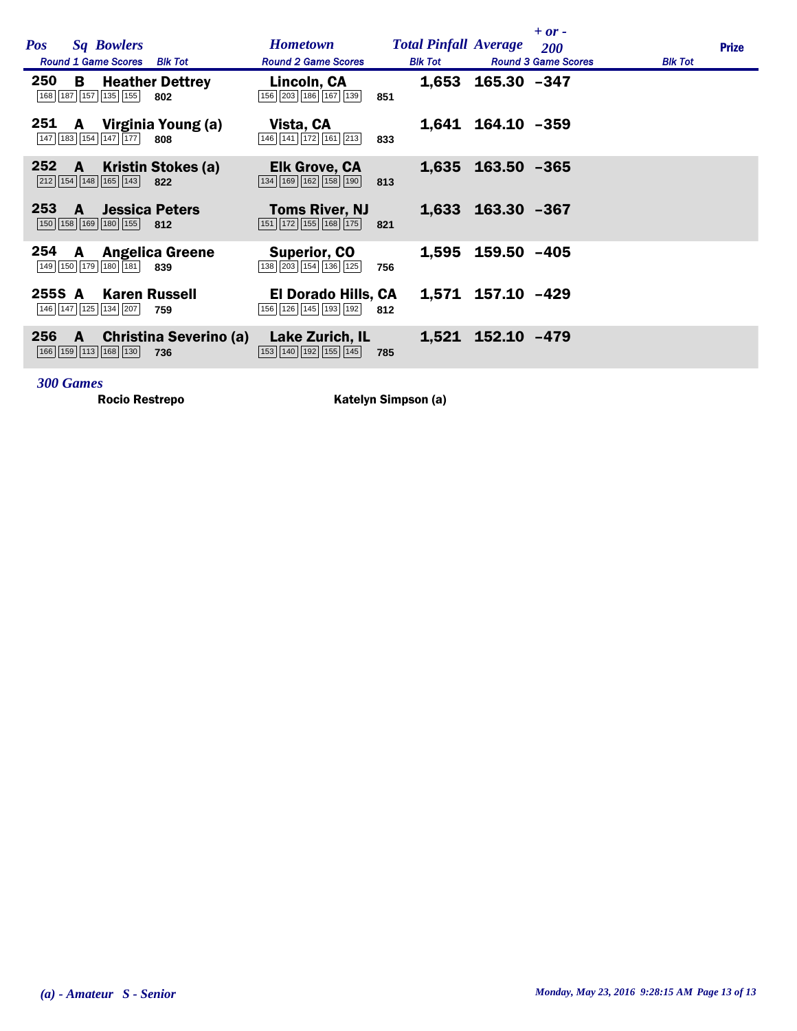| Pos | Sq | Bowlers | Hometown | Total Pinfall | Average | + or - 200 | Prize |
|---|---|---|---|---|---|---|---|
| | | Round 1 Game Scores / Blk Tot | Round 2 Game Scores / Blk Tot | | | Round 3 Game Scores / Blk Tot | |
| 250 | B | Heather Dettrey | Lincoln, CA | 1,653 | 165.30 | -347 | |
| | | 168 187 157 135 155 / 802 | 156 203 186 167 139 / 851 | | | | |
| 251 | A | Virginia Young (a) | Vista, CA | 1,641 | 164.10 | -359 | |
| | | 147 183 154 147 177 / 808 | 146 141 172 161 213 / 833 | | | | |
| 252 | A | Kristin Stokes (a) | Elk Grove, CA | 1,635 | 163.50 | -365 | |
| | | 212 154 148 165 143 / 822 | 134 169 162 158 190 / 813 | | | | |
| 253 | A | Jessica Peters | Toms River, NJ | 1,633 | 163.30 | -367 | |
| | | 150 158 169 180 155 / 812 | 151 172 155 168 175 / 821 | | | | |
| 254 | A | Angelica Greene | Superior, CO | 1,595 | 159.50 | -405 | |
| | | 149 150 179 180 181 / 839 | 138 203 154 136 125 / 756 | | | | |
| 255S | A | Karen Russell | El Dorado Hills, CA | 1,571 | 157.10 | -429 | |
| | | 146 147 125 134 207 / 759 | 156 126 145 193 192 / 812 | | | | |
| 256 | A | Christina Severino (a) | Lake Zurich, IL | 1,521 | 152.10 | -479 | |
| | | 166 159 113 168 130 / 736 | 153 140 192 155 145 / 785 | | | | |

*300 Games*

Rocio Restrepo

Katelyn Simpson (a)

*(a) - Amateur S - Senior*